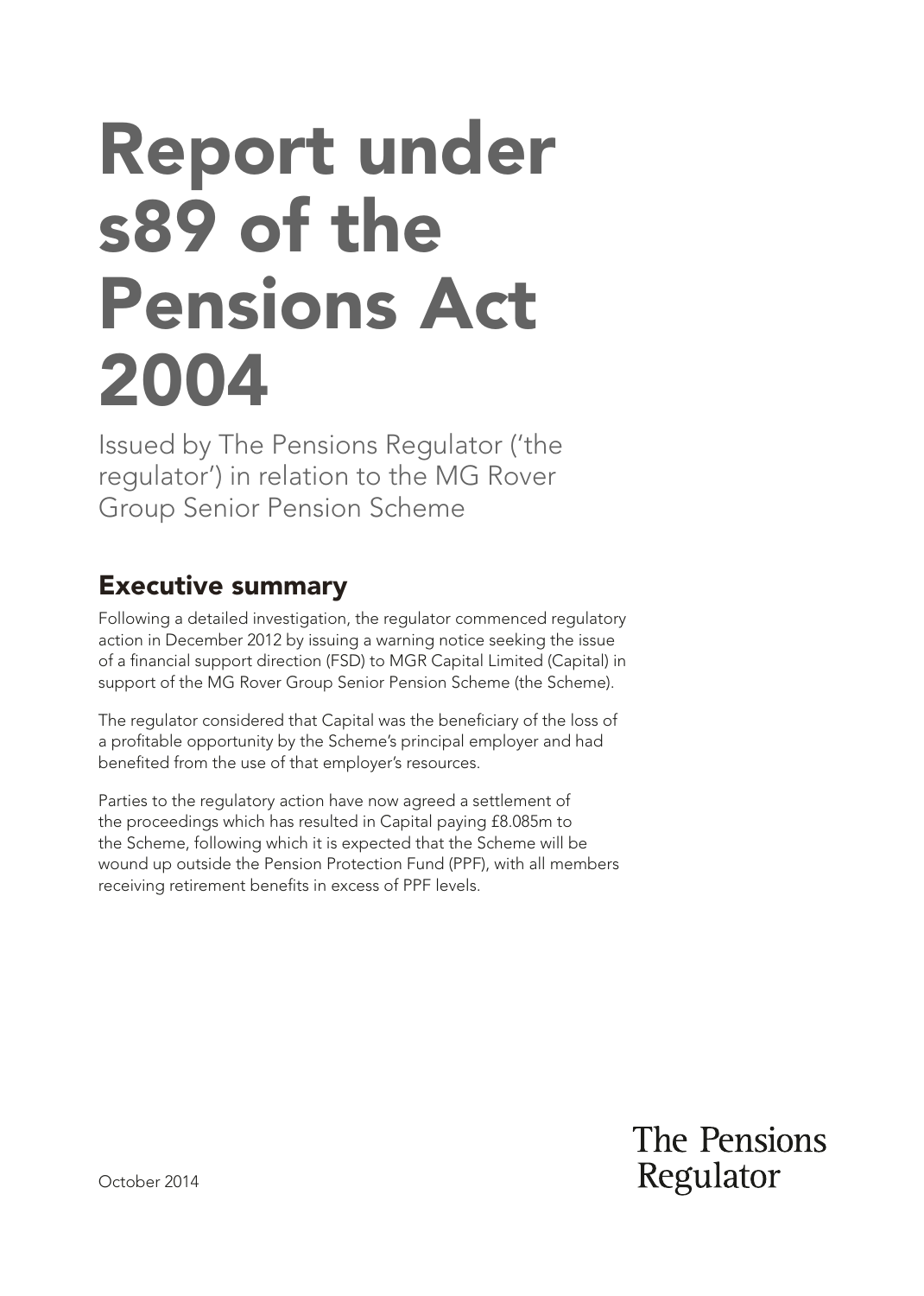# Report under s89 of the Pensions Act 2004

Issued by The Pensions Regulator ('the regulator') in relation to the MG Rover Group Senior Pension Scheme

## Executive summary

Following a detailed investigation, the regulator commenced regulatory action in December 2012 by issuing a warning notice seeking the issue of a financial support direction (FSD) to MGR Capital Limited (Capital) in support of the MG Rover Group Senior Pension Scheme (the Scheme).

The regulator considered that Capital was the beneficiary of the loss of a profitable opportunity by the Scheme's principal employer and had benefited from the use of that employer's resources.

Parties to the regulatory action have now agreed a settlement of the proceedings which has resulted in Capital paying £8.085m to the Scheme, following which it is expected that the Scheme will be wound up outside the Pension Protection Fund (PPF), with all members receiving retirement benefits in excess of PPF levels.

October 2014

The Pensions Regulator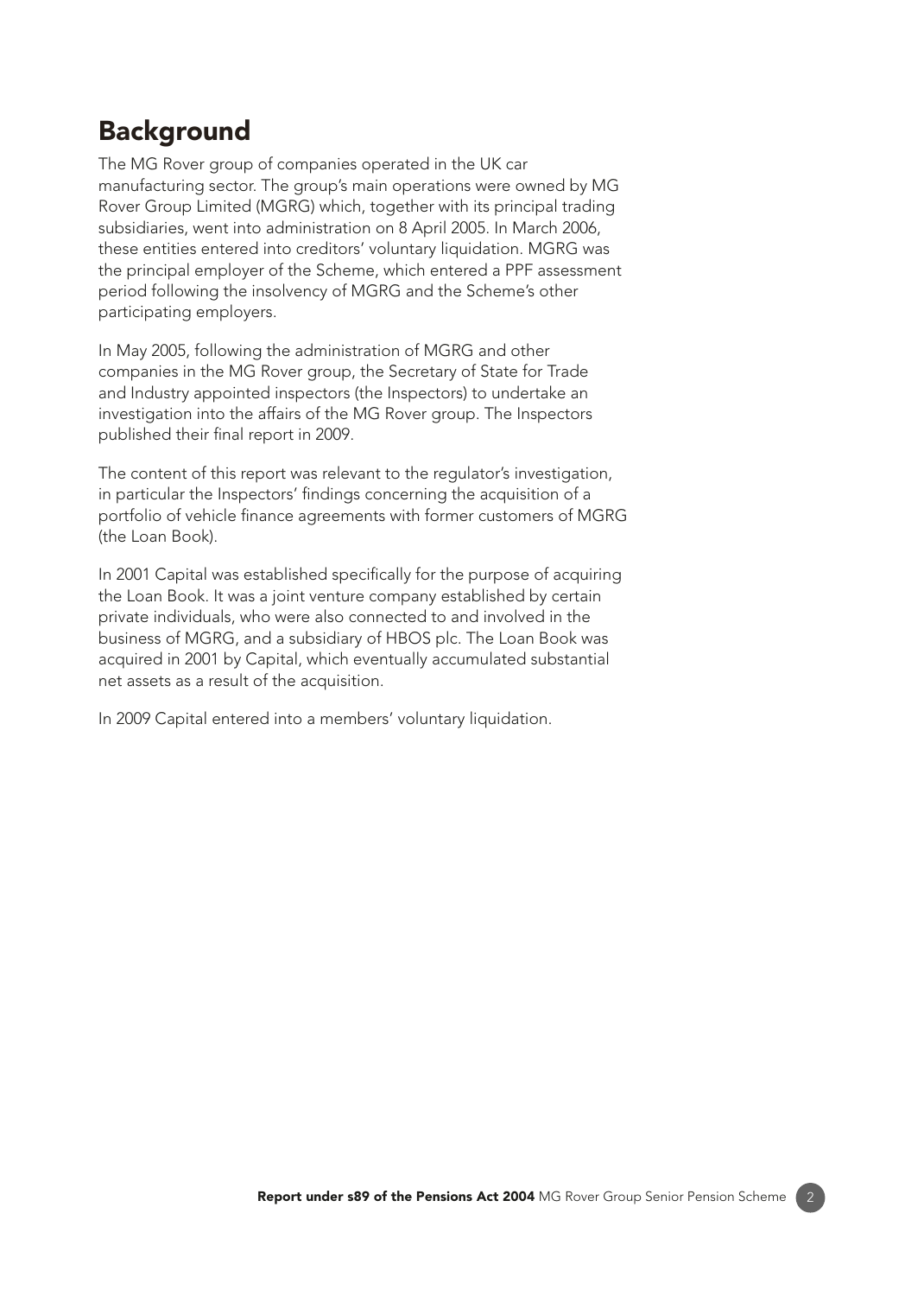## Background

The MG Rover group of companies operated in the UK car manufacturing sector. The group's main operations were owned by MG Rover Group Limited (MGRG) which, together with its principal trading subsidiaries, went into administration on 8 April 2005. In March 2006, these entities entered into creditors' voluntary liquidation. MGRG was the principal employer of the Scheme, which entered a PPF assessment period following the insolvency of MGRG and the Scheme's other participating employers.

In May 2005, following the administration of MGRG and other companies in the MG Rover group, the Secretary of State for Trade and Industry appointed inspectors (the Inspectors) to undertake an investigation into the affairs of the MG Rover group. The Inspectors published their final report in 2009.

The content of this report was relevant to the regulator's investigation, in particular the Inspectors' findings concerning the acquisition of a portfolio of vehicle finance agreements with former customers of MGRG (the Loan Book).

In 2001 Capital was established specifically for the purpose of acquiring the Loan Book. It was a joint venture company established by certain private individuals, who were also connected to and involved in the business of MGRG, and a subsidiary of HBOS plc. The Loan Book was acquired in 2001 by Capital, which eventually accumulated substantial net assets as a result of the acquisition.

In 2009 Capital entered into a members' voluntary liquidation.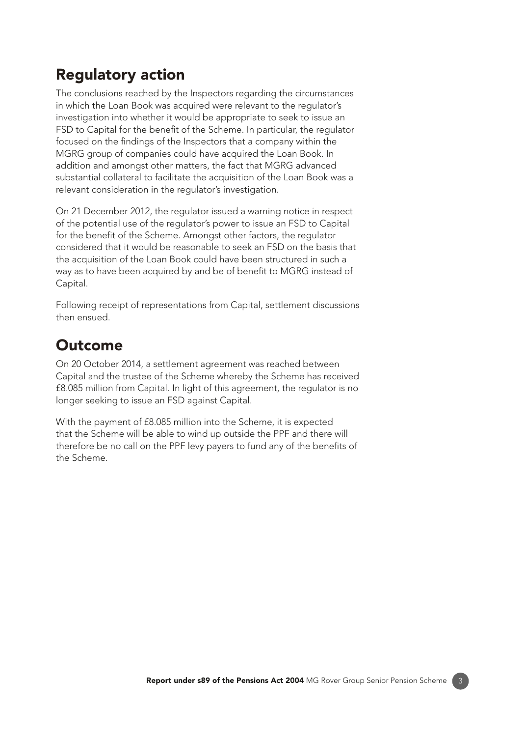## Regulatory action

The conclusions reached by the Inspectors regarding the circumstances in which the Loan Book was acquired were relevant to the regulator's investigation into whether it would be appropriate to seek to issue an FSD to Capital for the benefit of the Scheme. In particular, the regulator focused on the findings of the Inspectors that a company within the MGRG group of companies could have acquired the Loan Book. In addition and amongst other matters, the fact that MGRG advanced substantial collateral to facilitate the acquisition of the Loan Book was a relevant consideration in the regulator's investigation.

On 21 December 2012, the regulator issued a warning notice in respect of the potential use of the regulator's power to issue an FSD to Capital for the benefit of the Scheme. Amongst other factors, the regulator considered that it would be reasonable to seek an FSD on the basis that the acquisition of the Loan Book could have been structured in such a way as to have been acquired by and be of benefit to MGRG instead of Capital.

Following receipt of representations from Capital, settlement discussions then ensued.

## Outcome

On 20 October 2014, a settlement agreement was reached between Capital and the trustee of the Scheme whereby the Scheme has received £8.085 million from Capital. In light of this agreement, the regulator is no longer seeking to issue an FSD against Capital.

With the payment of £8.085 million into the Scheme, it is expected that the Scheme will be able to wind up outside the PPF and there will therefore be no call on the PPF levy payers to fund any of the benefits of the Scheme.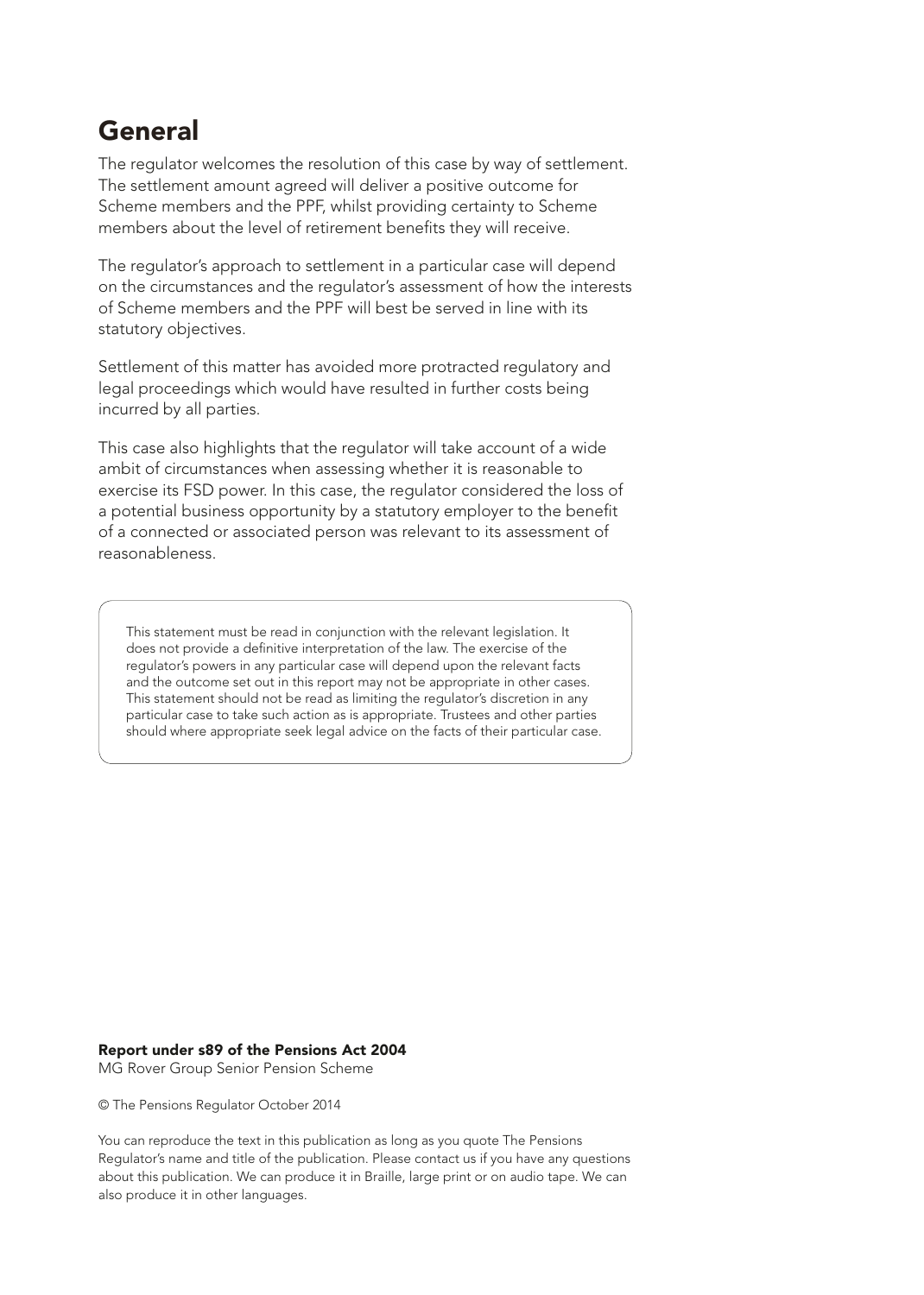## General

The regulator welcomes the resolution of this case by way of settlement. The settlement amount agreed will deliver a positive outcome for Scheme members and the PPF, whilst providing certainty to Scheme members about the level of retirement benefits they will receive.

The regulator's approach to settlement in a particular case will depend on the circumstances and the regulator's assessment of how the interests of Scheme members and the PPF will best be served in line with its statutory objectives.

Settlement of this matter has avoided more protracted regulatory and legal proceedings which would have resulted in further costs being incurred by all parties.

This case also highlights that the regulator will take account of a wide ambit of circumstances when assessing whether it is reasonable to exercise its FSD power. In this case, the regulator considered the loss of a potential business opportunity by a statutory employer to the benefit of a connected or associated person was relevant to its assessment of reasonableness.

> This statement must be read in conjunction with the relevant legislation. It does not provide a definitive interpretation of the law. The exercise of the regulator's powers in any particular case will depend upon the relevant facts and the outcome set out in this report may not be appropriate in other cases. This statement should not be read as limiting the regulator's discretion in any particular case to take such action as is appropriate. Trustees and other parties should where appropriate seek legal advice on the facts of their particular case.

**Report under s89 of the Pensions Act 2004**
MG Rover Group Senior Pension Scheme

© The Pensions Regulator October 2014

You can reproduce the text in this publication as long as you quote The Pensions Regulator's name and title of the publication. Please contact us if you have any questions about this publication. We can produce it in Braille, large print or on audio tape. We can also produce it in other languages.